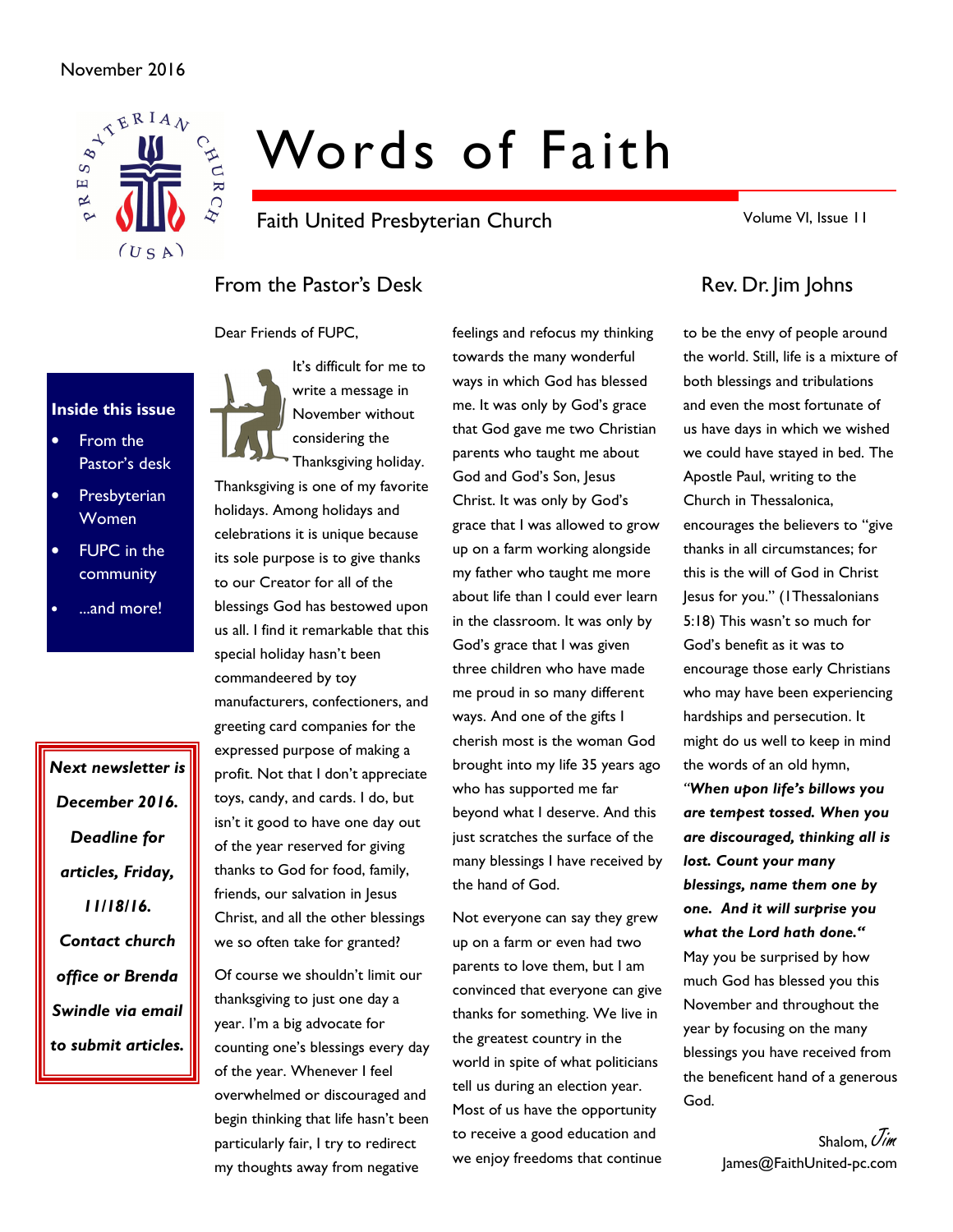November 2016

# Words of Faith

Faith United Presbyterian Church

Volume VI, Issue 11

**Inside this issue**

- From the Pastor's desk
- Presbyterian Women
- FUPC in the community
- ...and more!

***Next newsletter is December 2016. Deadline for articles, Friday, 11/18/16. Contact church office or Brenda Swindle via email to submit articles.***

## From the Pastor's Desk

### Rev. Dr. Jim Johns

Dear Friends of FUPC,

It's difficult for me to write a message in November without considering the Thanksgiving holiday. Thanksgiving is one of my favorite holidays. Among holidays and celebrations it is unique because its sole purpose is to give thanks to our Creator for all of the blessings God has bestowed upon us all. I find it remarkable that this special holiday hasn't been commandeered by toy manufacturers, confectioners, and greeting card companies for the expressed purpose of making a profit. Not that I don't appreciate toys, candy, and cards. I do, but isn't it good to have one day out of the year reserved for giving thanks to God for food, family, friends, our salvation in Jesus Christ, and all the other blessings we so often take for granted?

Of course we shouldn't limit our thanksgiving to just one day a year. I'm a big advocate for counting one's blessings every day of the year. Whenever I feel overwhelmed or discouraged and begin thinking that life hasn't been particularly fair, I try to redirect my thoughts away from negative feelings and refocus my thinking towards the many wonderful ways in which God has blessed me. It was only by God's grace that God gave me two Christian parents who taught me about God and God's Son, Jesus Christ. It was only by God's grace that I was allowed to grow up on a farm working alongside my father who taught me more about life than I could ever learn in the classroom. It was only by God's grace that I was given three children who have made me proud in so many different ways. And one of the gifts I cherish most is the woman God brought into my life 35 years ago who has supported me far beyond what I deserve. And this just scratches the surface of the many blessings I have received by the hand of God.

Not everyone can say they grew up on a farm or even had two parents to love them, but I am convinced that everyone can give thanks for something. We live in the greatest country in the world in spite of what politicians tell us during an election year. Most of us have the opportunity to receive a good education and we enjoy freedoms that continue to be the envy of people around the world. Still, life is a mixture of both blessings and tribulations and even the most fortunate of us have days in which we wished we could have stayed in bed. The Apostle Paul, writing to the Church in Thessalonica, encourages the believers to "give thanks in all circumstances; for this is the will of God in Christ Jesus for you." (I Thessalonians 5:18) This wasn't so much for God's benefit as it was to encourage those early Christians who may have been experiencing hardships and persecution. It might do us well to keep in mind the words of an old hymn, ***"When upon life's billows you are tempest tossed. When you are discouraged, thinking all is lost. Count your many blessings, name them one by one. And it will surprise you what the Lord hath done."*** May you be surprised by how much God has blessed you this November and throughout the year by focusing on the many blessings you have received from the beneficent hand of a generous God.

Shalom, *Jim*
James@FaithUnited-pc.com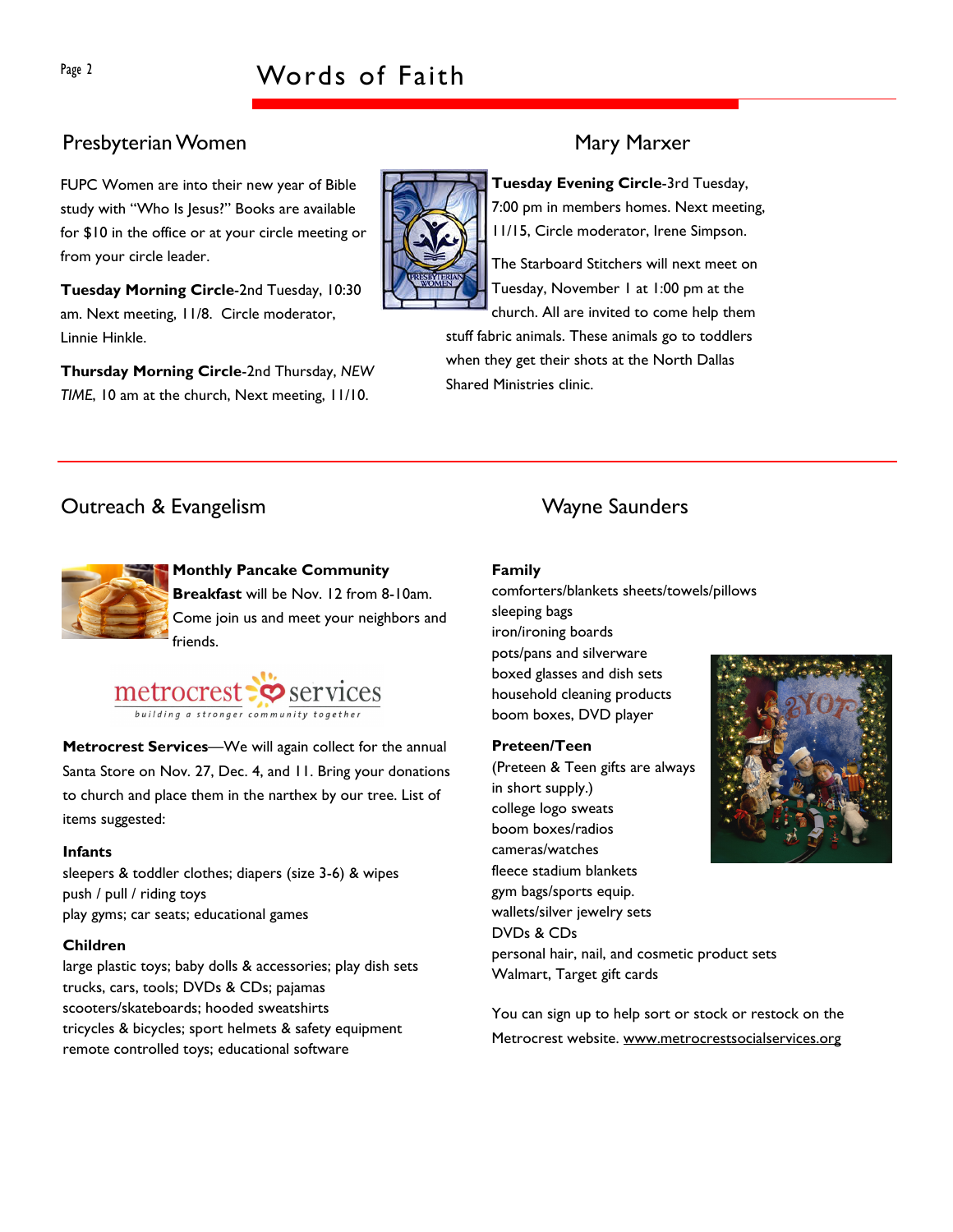## Presbyterian Women

## Mary Marxer

FUPC Women are into their new year of Bible study with "Who Is Jesus?" Books are available for $10 in the office or at your circle meeting or from your circle leader.

**Tuesday Morning Circle**-2nd Tuesday, 10:30 am. Next meeting, 11/8. Circle moderator, Linnie Hinkle.

**Thursday Morning Circle**-2nd Thursday, *NEW TIME*, 10 am at the church, Next meeting, 11/10.

**Tuesday Evening Circle**-3rd Tuesday, 7:00 pm in members homes. Next meeting, 11/15, Circle moderator, Irene Simpson.

The Starboard Stitchers will next meet on Tuesday, November 1 at 1:00 pm at the church. All are invited to come help them stuff fabric animals. These animals go to toddlers when they get their shots at the North Dallas Shared Ministries clinic.

## Outreach & Evangelism

## Wayne Saunders

**Monthly Pancake Community Breakfast** will be Nov. 12 from 8-10am. Come join us and meet your neighbors and friends.

metrocrest services
building a stronger community together

**Metrocrest Services**—We will again collect for the annual Santa Store on Nov. 27, Dec. 4, and 11. Bring your donations to church and place them in the narthex by our tree. List of items suggested:

**Infants**
sleepers & toddler clothes; diapers (size 3-6) & wipes
push / pull / riding toys
play gyms; car seats; educational games

**Children**
large plastic toys; baby dolls & accessories; play dish sets
trucks, cars, tools; DVDs & CDs; pajamas
scooters/skateboards; hooded sweatshirts
tricycles & bicycles; sport helmets & safety equipment
remote controlled toys; educational software

**Family**
comforters/blankets sheets/towels/pillows
sleeping bags
iron/ironing boards
pots/pans and silverware
boxed glasses and dish sets
household cleaning products
boom boxes, DVD player

**Preteen/Teen**
(Preteen & Teen gifts are always in short supply.)
college logo sweats
boom boxes/radios
cameras/watches
fleece stadium blankets
gym bags/sports equip.
wallets/silver jewelry sets
DVDs & CDs
personal hair, nail, and cosmetic product sets
Walmart, Target gift cards

You can sign up to help sort or stock or restock on the Metrocrest website. www.metrocrestsocialservices.org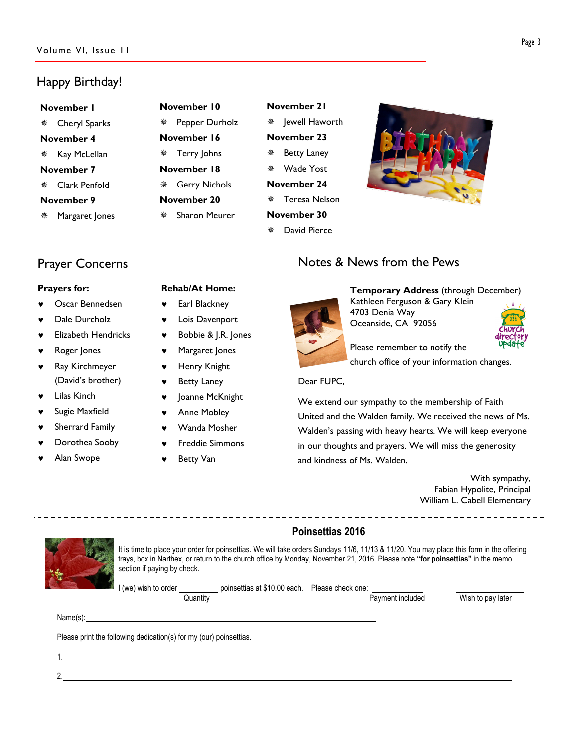## Happy Birthday!

**November 1**
- Cheryl Sparks

**November 4**
- Kay McLellan

**November 7**
- Clark Penfold

**November 9**
- Margaret Jones

**November 10**
- Pepper Durholz

**November 16**
- Terry Johns

**November 18**
- Gerry Nichols

**November 20**
- Sharon Meurer

**November 21**
- Jewell Haworth

**November 23**
- Betty Laney
- Wade Yost

**November 24**
- Teresa Nelson

**November 30**
- David Pierce

## Prayer Concerns

**Prayers for:**
- Oscar Bennedsen
- Dale Durcholz
- Elizabeth Hendricks
- Roger Jones
- Ray Kirchmeyer (David's brother)
- Lilas Kinch
- Sugie Maxfield
- Sherrard Family
- Dorothea Sooby
- Alan Swope

**Rehab/At Home:**
- Earl Blackney
- Lois Davenport
- Bobbie & J.R. Jones
- Margaret Jones
- Henry Knight
- Betty Laney
- Joanne McKnight
- Anne Mobley
- Wanda Mosher
- Freddie Simmons
- Betty Van

## Notes & News from the Pews

**Temporary Address** (through December)
Kathleen Ferguson & Gary Klein
4703 Denia Way
Oceanside, CA 92056

Please remember to notify the church office of your information changes.

Dear FUPC,

We extend our sympathy to the membership of Faith United and the Walden family. We received the news of Ms. Walden's passing with heavy hearts. We will keep everyone in our thoughts and prayers. We will miss the generosity and kindness of Ms. Walden.

With sympathy,
Fabian Hypolite, Principal
William L. Cabell Elementary

## Poinsettias 2016

It is time to place your order for poinsettias. We will take orders Sundays 11/6, 11/13 & 11/20. You may place this form in the offering trays, box in Narthex, or return to the church office by Monday, November 21, 2016. Please note **"for poinsettias"** in the memo section if paying by check.

I (we) wish to order __________ poinsettias at $10.00 each. Please check one: ____________ Payment included ____________ Wish to pay later
(Quantity)

Name(s): ____________________________________________

Please print the following dedication(s) for my (our) poinsettias.

1. ____________________________________________

2. ____________________________________________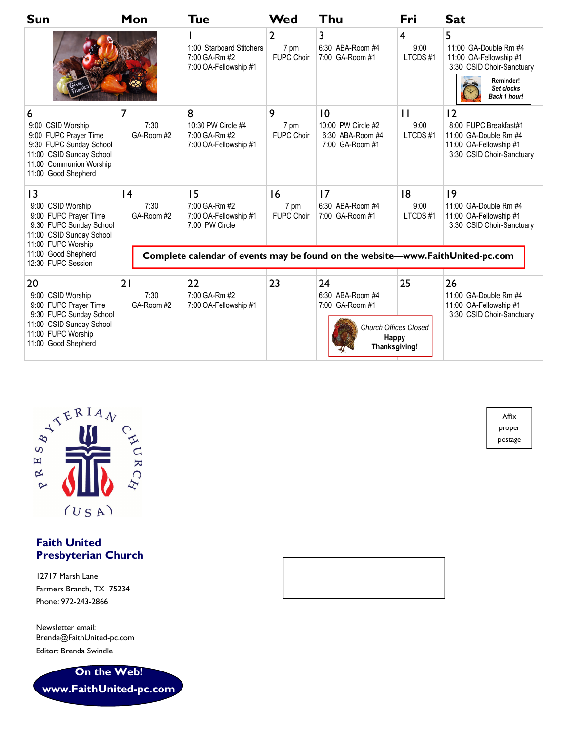| Sun | Mon | Tue | Wed | Thu | Fri | Sat |
|---|---|---|---|---|---|---|
| | | 1<br>1:00 Starboard Stitchers<br>7:00 GA-Rm #2<br>7:00 OA-Fellowship #1 | 2<br>7 pm<br>FUPC Choir | 3<br>6:30 ABA-Room #4<br>7:00 GA-Room #1 | 4<br>9:00<br>LTCDS #1 | 5<br>11:00 GA-Double Rm #4<br>11:00 OA-Fellowship #1<br>3:30 CSID Choir-Sanctuary<br>**Reminder! *Set clocks Back 1 hour!*** |
| 6<br>9:00 CSID Worship<br>9:00 FUPC Prayer Time<br>9:30 FUPC Sunday School<br>11:00 CSID Sunday School<br>11:00 Communion Worship<br>11:00 Good Shepherd | 7<br>7:30<br>GA-Room #2 | 8<br>10:30 PW Circle #4<br>7:00 GA-Rm #2<br>7:00 OA-Fellowship #1 | 9<br>7 pm<br>FUPC Choir | 10<br>10:00 PW Circle #2<br>6:30 ABA-Room #4<br>7:00 GA-Room #1 | 11<br>9:00<br>LTCDS #1 | 12<br>8:00 FUPC Breakfast#1<br>11:00 GA-Double Rm #4<br>11:00 OA-Fellowship #1<br>3:30 CSID Choir-Sanctuary |
| 13<br>9:00 CSID Worship<br>9:00 FUPC Prayer Time<br>9:30 FUPC Sunday School<br>11:00 CSID Sunday School<br>11:00 FUPC Worship<br>11:00 Good Shepherd<br>12:30 FUPC Session | 14<br>7:30<br>GA-Room #2 | 15<br>7:00 GA-Rm #2<br>7:00 OA-Fellowship #1<br>7:00 PW Circle | 16<br>7 pm<br>FUPC Choir | 17<br>6:30 ABA-Room #4<br>7:00 GA-Room #1 | 18<br>9:00<br>LTCDS #1 | 19<br>11:00 GA-Double Rm #4<br>11:00 OA-Fellowship #1<br>3:30 CSID Choir-Sanctuary |
| 20<br>9:00 CSID Worship<br>9:00 FUPC Prayer Time<br>9:30 FUPC Sunday School<br>11:00 CSID Sunday School<br>11:00 FUPC Worship<br>11:00 Good Shepherd | 21<br>7:30<br>GA-Room #2 | 22<br>7:00 GA-Rm #2<br>7:00 OA-Fellowship #1 | 23 | 24<br>6:30 ABA-Room #4<br>7:00 GA-Room #1<br>*Church Offices Closed*<br>**Happy Thanksgiving!** | 25 | 26<br>11:00 GA-Double Rm #4<br>11:00 OA-Fellowship #1<br>3:30 CSID Choir-Sanctuary |

**Complete calendar of events may be found on the website—www.FaithUnited-pc.com**

Affix proper postage

PRESBYTERIAN CHURCH (USA)

**Faith United Presbyterian Church**

12717 Marsh Lane
Farmers Branch, TX 75234
Phone: 972-243-2866

Newsletter email:
Brenda@FaithUnited-pc.com
Editor: Brenda Swindle

**On the Web!**
**www.FaithUnited-pc.com**